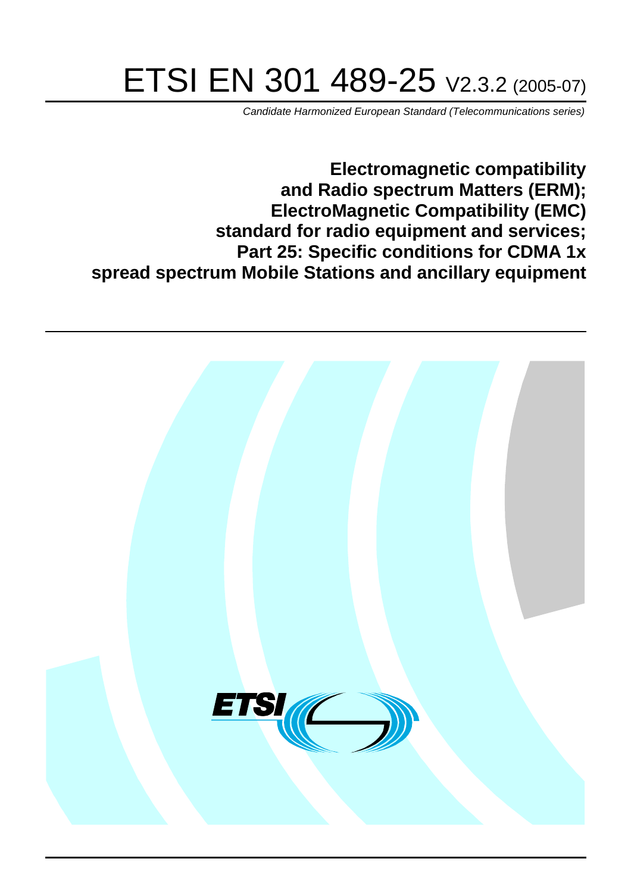# ETSI EN 301 489-25 V2.3.2 (2005-07)

*Candidate Harmonized European Standard (Telecommunications series)*

## Electromagnetic compatibility and Radio spectrum Matters (ERM); ElectroMagnetic Compatibility (EMC) standard for radio equipment and services; Part 25: Specific conditions for CDMA 1x spread spectrum Mobile Stations and ancillary equipment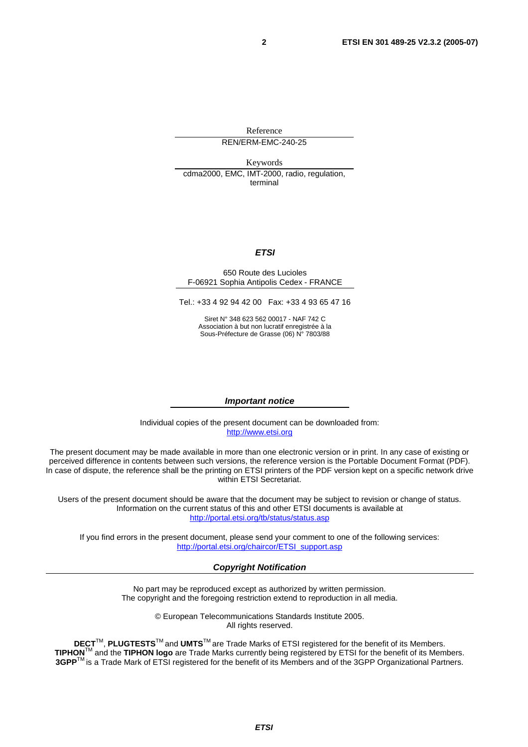Reference

REN/ERM-EMC-240-25

Keywords

cdma2000, EMC, IMT-2000, radio, regulation, terminal

***ETSI***

650 Route des Lucioles
F-06921 Sophia Antipolis Cedex - FRANCE

Tel.: +33 4 92 94 42 00 Fax: +33 4 93 65 47 16

Siret N° 348 623 562 00017 - NAF 742 C
Association à but non lucratif enregistrée à la
Sous-Préfecture de Grasse (06) N° 7803/88

***Important notice***

Individual copies of the present document can be downloaded from:
http://www.etsi.org

The present document may be made available in more than one electronic version or in print. In any case of existing or perceived difference in contents between such versions, the reference version is the Portable Document Format (PDF). In case of dispute, the reference shall be the printing on ETSI printers of the PDF version kept on a specific network drive within ETSI Secretariat.

Users of the present document should be aware that the document may be subject to revision or change of status. Information on the current status of this and other ETSI documents is available at
http://portal.etsi.org/tb/status/status.asp

If you find errors in the present document, please send your comment to one of the following services:
http://portal.etsi.org/chaircor/ETSI_support.asp

***Copyright Notification***

No part may be reproduced except as authorized by written permission.
The copyright and the foregoing restriction extend to reproduction in all media.

© European Telecommunications Standards Institute 2005.
All rights reserved.

**DECT**TM, **PLUGTESTS**TM and **UMTS**TM are Trade Marks of ETSI registered for the benefit of its Members.
**TIPHON**TM and the **TIPHON logo** are Trade Marks currently being registered by ETSI for the benefit of its Members.
**3GPP**TM is a Trade Mark of ETSI registered for the benefit of its Members and of the 3GPP Organizational Partners.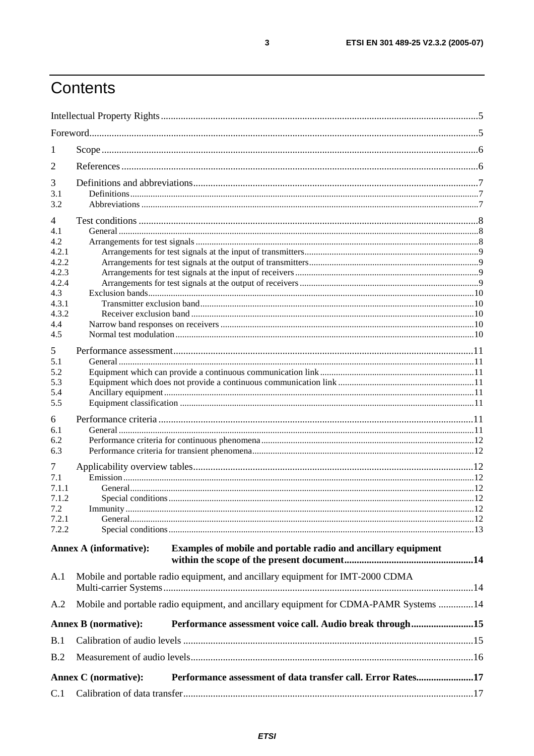# Contents

Intellectual Property Rights....5
Foreword....5

1 Scope....6
2 References....6
3 Definitions and abbreviations....7
3.1 Definitions....7
3.2 Abbreviations....7
4 Test conditions....8
4.1 General....8
4.2 Arrangements for test signals....8
4.2.1 Arrangements for test signals at the input of transmitters....9
4.2.2 Arrangements for test signals at the output of transmitters....9
4.2.3 Arrangements for test signals at the input of receivers....9
4.2.4 Arrangements for test signals at the output of receivers....9
4.3 Exclusion bands....10
4.3.1 Transmitter exclusion band....10
4.3.2 Receiver exclusion band....10
4.4 Narrow band responses on receivers....10
4.5 Normal test modulation....10
5 Performance assessment....11
5.1 General....11
5.2 Equipment which can provide a continuous communication link....11
5.3 Equipment which does not provide a continuous communication link....11
5.4 Ancillary equipment....11
5.5 Equipment classification....11
6 Performance criteria....11
6.1 General....11
6.2 Performance criteria for continuous phenomena....12
6.3 Performance criteria for transient phenomena....12
7 Applicability overview tables....12
7.1 Emission....12
7.1.1 General....12
7.1.2 Special conditions....12
7.2 Immunity....12
7.2.1 General....12
7.2.2 Special conditions....13

**Annex A (informative): Examples of mobile and portable radio and ancillary equipment within the scope of the present document....14**

A.1 Mobile and portable radio equipment, and ancillary equipment for IMT-2000 CDMA Multi-carrier Systems....14
A.2 Mobile and portable radio equipment, and ancillary equipment for CDMA-PAMR Systems....14

**Annex B (normative): Performance assessment voice call. Audio break through....15**

B.1 Calibration of audio levels....15
B.2 Measurement of audio levels....16

**Annex C (normative): Performance assessment of data transfer call. Error Rates....17**

C.1 Calibration of data transfer....17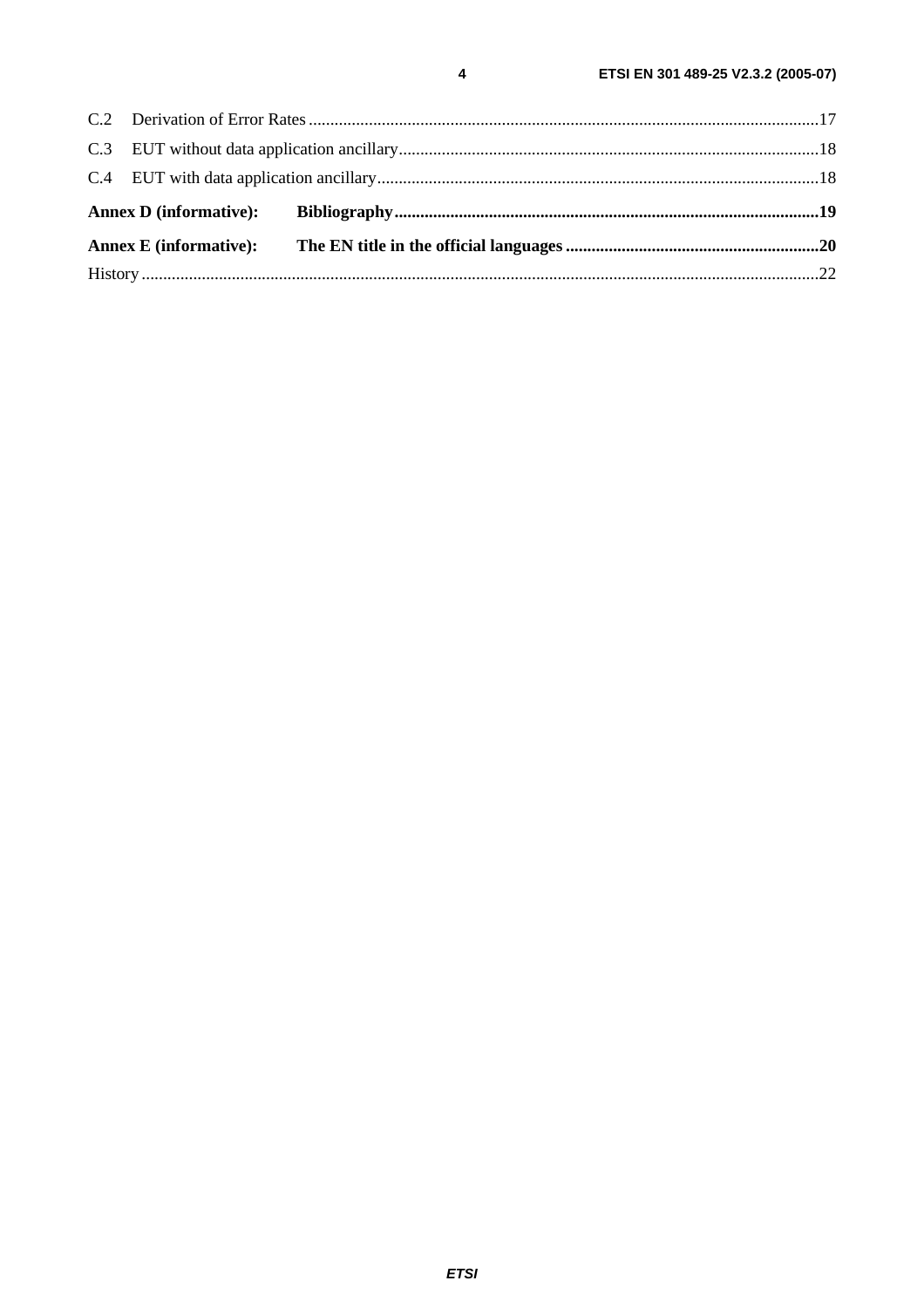C.2 Derivation of Error Rates.....................................................................................................................17

C.3 EUT without data application ancillary.................................................................................................18

C.4 EUT with data application ancillary......................................................................................................18

**Annex D (informative): Bibliography..................................................................................................19**

**Annex E (informative): The EN title in the official languages ..........................................................20**

History ............................................................................................................................................................22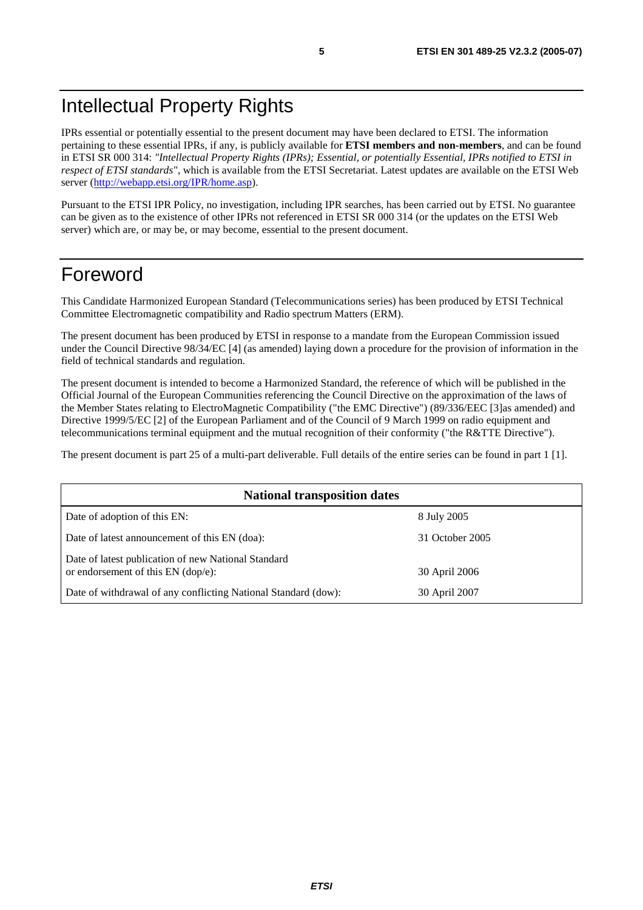# Intellectual Property Rights

IPRs essential or potentially essential to the present document may have been declared to ETSI. The information pertaining to these essential IPRs, if any, is publicly available for **ETSI members and non-members**, and can be found in ETSI SR 000 314: *"Intellectual Property Rights (IPRs); Essential, or potentially Essential, IPRs notified to ETSI in respect of ETSI standards"*, which is available from the ETSI Secretariat. Latest updates are available on the ETSI Web server (http://webapp.etsi.org/IPR/home.asp).

Pursuant to the ETSI IPR Policy, no investigation, including IPR searches, has been carried out by ETSI. No guarantee can be given as to the existence of other IPRs not referenced in ETSI SR 000 314 (or the updates on the ETSI Web server) which are, or may be, or may become, essential to the present document.

# Foreword

This Candidate Harmonized European Standard (Telecommunications series) has been produced by ETSI Technical Committee Electromagnetic compatibility and Radio spectrum Matters (ERM).

The present document has been produced by ETSI in response to a mandate from the European Commission issued under the Council Directive 98/34/EC [4] (as amended) laying down a procedure for the provision of information in the field of technical standards and regulation.

The present document is intended to become a Harmonized Standard, the reference of which will be published in the Official Journal of the European Communities referencing the Council Directive on the approximation of the laws of the Member States relating to ElectroMagnetic Compatibility ("the EMC Directive") (89/336/EEC [3]as amended) and Directive 1999/5/EC [2] of the European Parliament and of the Council of 9 March 1999 on radio equipment and telecommunications terminal equipment and the mutual recognition of their conformity ("the R&TTE Directive").

The present document is part 25 of a multi-part deliverable. Full details of the entire series can be found in part 1 [1].

| **National transposition dates** | |
|---|---|
| Date of adoption of this EN: | 8 July 2005 |
| Date of latest announcement of this EN (doa): | 31 October 2005 |
| Date of latest publication of new National Standard or endorsement of this EN (dop/e): | 30 April 2006 |
| Date of withdrawal of any conflicting National Standard (dow): | 30 April 2007 |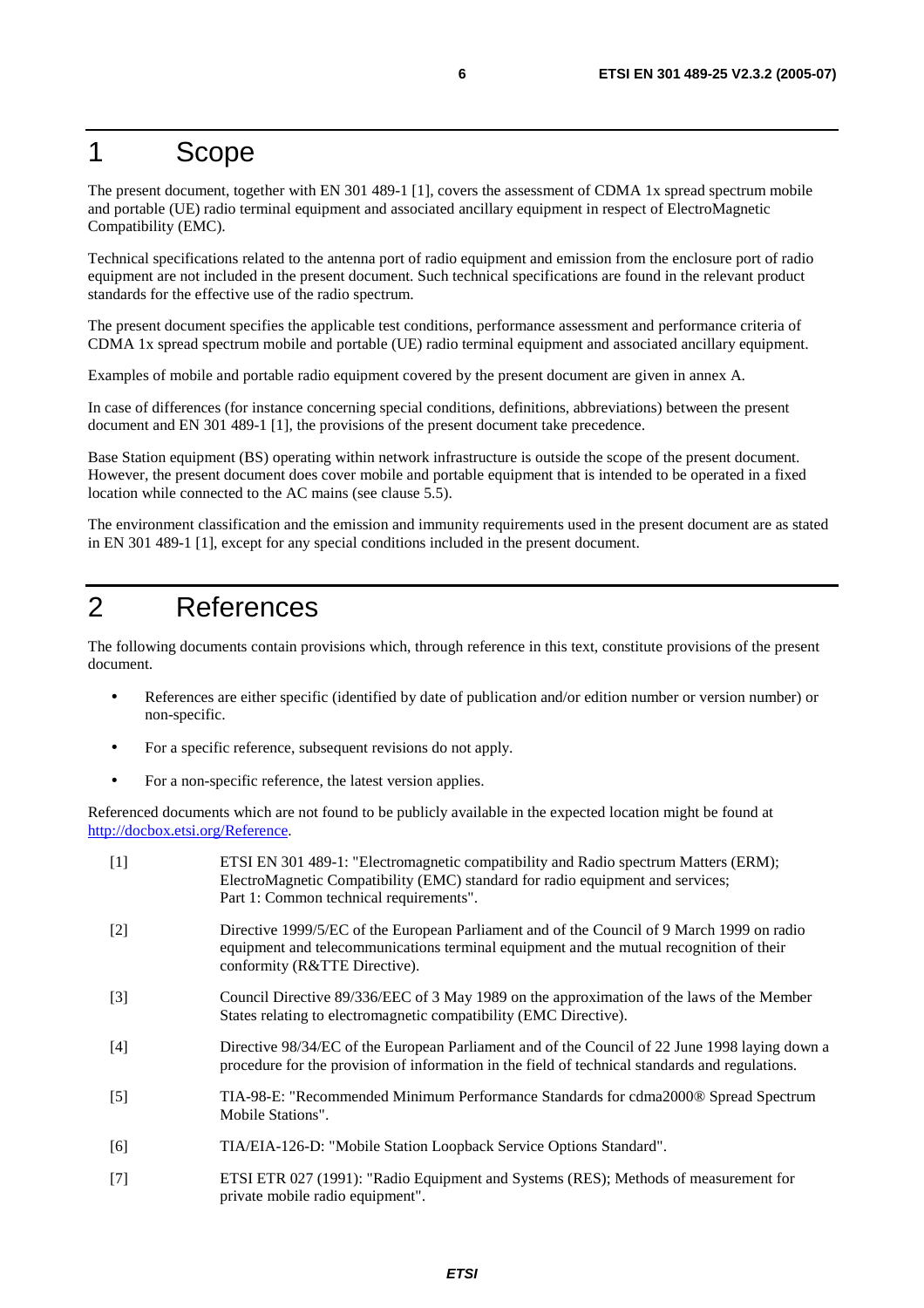# 1 Scope

The present document, together with EN 301 489-1 [1], covers the assessment of CDMA 1x spread spectrum mobile and portable (UE) radio terminal equipment and associated ancillary equipment in respect of ElectroMagnetic Compatibility (EMC).

Technical specifications related to the antenna port of radio equipment and emission from the enclosure port of radio equipment are not included in the present document. Such technical specifications are found in the relevant product standards for the effective use of the radio spectrum.

The present document specifies the applicable test conditions, performance assessment and performance criteria of CDMA 1x spread spectrum mobile and portable (UE) radio terminal equipment and associated ancillary equipment.

Examples of mobile and portable radio equipment covered by the present document are given in annex A.

In case of differences (for instance concerning special conditions, definitions, abbreviations) between the present document and EN 301 489-1 [1], the provisions of the present document take precedence.

Base Station equipment (BS) operating within network infrastructure is outside the scope of the present document. However, the present document does cover mobile and portable equipment that is intended to be operated in a fixed location while connected to the AC mains (see clause 5.5).

The environment classification and the emission and immunity requirements used in the present document are as stated in EN 301 489-1 [1], except for any special conditions included in the present document.

# 2 References

The following documents contain provisions which, through reference in this text, constitute provisions of the present document.

- References are either specific (identified by date of publication and/or edition number or version number) or non-specific.
- For a specific reference, subsequent revisions do not apply.
- For a non-specific reference, the latest version applies.

Referenced documents which are not found to be publicly available in the expected location might be found at http://docbox.etsi.org/Reference.

[1] ETSI EN 301 489-1: "Electromagnetic compatibility and Radio spectrum Matters (ERM); ElectroMagnetic Compatibility (EMC) standard for radio equipment and services; Part 1: Common technical requirements".

[2] Directive 1999/5/EC of the European Parliament and of the Council of 9 March 1999 on radio equipment and telecommunications terminal equipment and the mutual recognition of their conformity (R&TTE Directive).

[3] Council Directive 89/336/EEC of 3 May 1989 on the approximation of the laws of the Member States relating to electromagnetic compatibility (EMC Directive).

[4] Directive 98/34/EC of the European Parliament and of the Council of 22 June 1998 laying down a procedure for the provision of information in the field of technical standards and regulations.

[5] TIA-98-E: "Recommended Minimum Performance Standards for cdma2000® Spread Spectrum Mobile Stations".

[6] TIA/EIA-126-D: "Mobile Station Loopback Service Options Standard".

[7] ETSI ETR 027 (1991): "Radio Equipment and Systems (RES); Methods of measurement for private mobile radio equipment".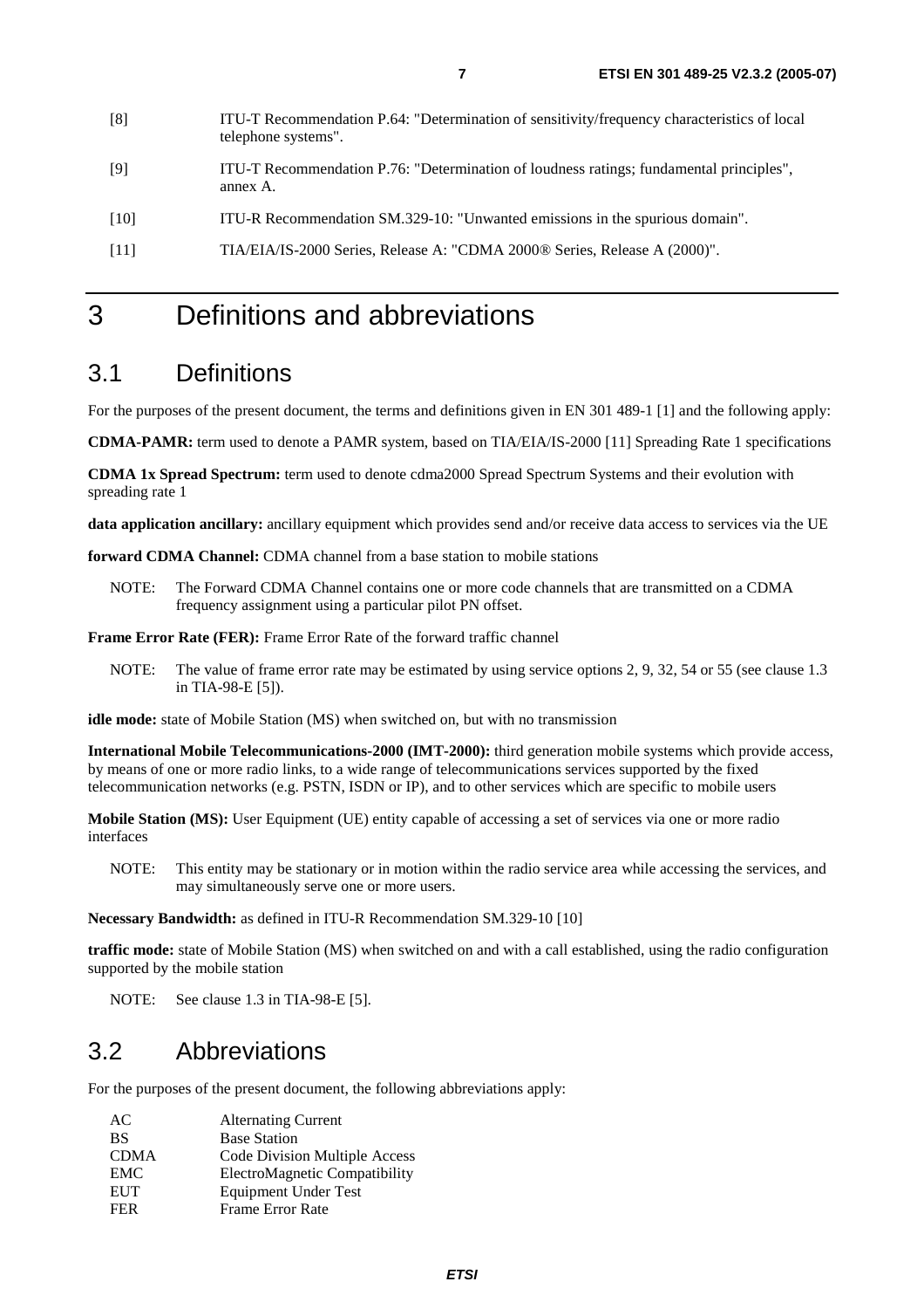[8] ITU-T Recommendation P.64: "Determination of sensitivity/frequency characteristics of local telephone systems".

[9] ITU-T Recommendation P.76: "Determination of loudness ratings; fundamental principles", annex A.

[10] ITU-R Recommendation SM.329-10: "Unwanted emissions in the spurious domain".

[11] TIA/EIA/IS-2000 Series, Release A: "CDMA 2000® Series, Release A (2000)".

# 3 Definitions and abbreviations

## 3.1 Definitions

For the purposes of the present document, the terms and definitions given in EN 301 489-1 [1] and the following apply:

**CDMA-PAMR:** term used to denote a PAMR system, based on TIA/EIA/IS-2000 [11] Spreading Rate 1 specifications

**CDMA 1x Spread Spectrum:** term used to denote cdma2000 Spread Spectrum Systems and their evolution with spreading rate 1

**data application ancillary:** ancillary equipment which provides send and/or receive data access to services via the UE

**forward CDMA Channel:** CDMA channel from a base station to mobile stations

NOTE: The Forward CDMA Channel contains one or more code channels that are transmitted on a CDMA frequency assignment using a particular pilot PN offset.

**Frame Error Rate (FER):** Frame Error Rate of the forward traffic channel

NOTE: The value of frame error rate may be estimated by using service options 2, 9, 32, 54 or 55 (see clause 1.3 in TIA-98-E [5]).

**idle mode:** state of Mobile Station (MS) when switched on, but with no transmission

**International Mobile Telecommunications-2000 (IMT-2000):** third generation mobile systems which provide access, by means of one or more radio links, to a wide range of telecommunications services supported by the fixed telecommunication networks (e.g. PSTN, ISDN or IP), and to other services which are specific to mobile users

**Mobile Station (MS):** User Equipment (UE) entity capable of accessing a set of services via one or more radio interfaces

NOTE: This entity may be stationary or in motion within the radio service area while accessing the services, and may simultaneously serve one or more users.

**Necessary Bandwidth:** as defined in ITU-R Recommendation SM.329-10 [10]

**traffic mode:** state of Mobile Station (MS) when switched on and with a call established, using the radio configuration supported by the mobile station

NOTE: See clause 1.3 in TIA-98-E [5].

## 3.2 Abbreviations

For the purposes of the present document, the following abbreviations apply:

| | |
|---|---|
| AC | Alternating Current |
| BS | Base Station |
| CDMA | Code Division Multiple Access |
| EMC | ElectroMagnetic Compatibility |
| EUT | Equipment Under Test |
| FER | Frame Error Rate |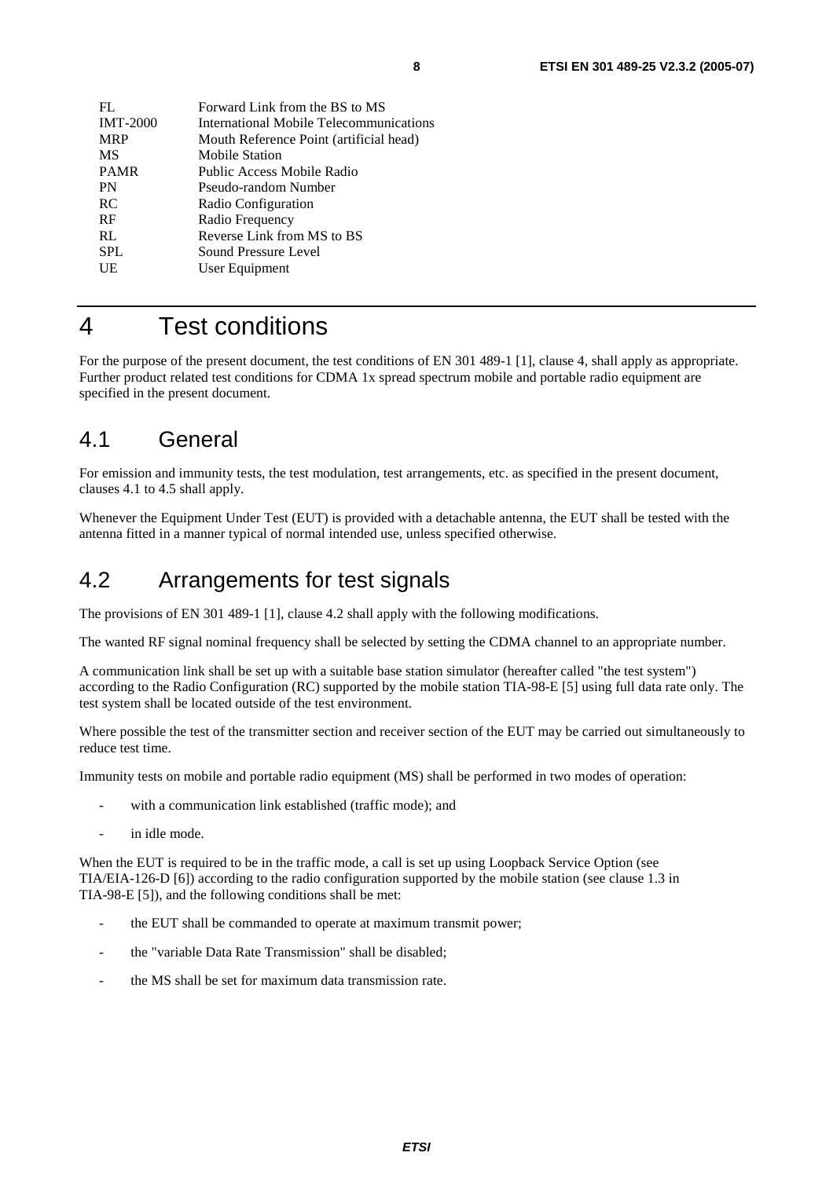| | |
|---|---|
| FL | Forward Link from the BS to MS |
| IMT-2000 | International Mobile Telecommunications |
| MRP | Mouth Reference Point (artificial head) |
| MS | Mobile Station |
| PAMR | Public Access Mobile Radio |
| PN | Pseudo-random Number |
| RC | Radio Configuration |
| RF | Radio Frequency |
| RL | Reverse Link from MS to BS |
| SPL | Sound Pressure Level |
| UE | User Equipment |

# 4 Test conditions

For the purpose of the present document, the test conditions of EN 301 489-1 [1], clause 4, shall apply as appropriate. Further product related test conditions for CDMA 1x spread spectrum mobile and portable radio equipment are specified in the present document.

## 4.1 General

For emission and immunity tests, the test modulation, test arrangements, etc. as specified in the present document, clauses 4.1 to 4.5 shall apply.

Whenever the Equipment Under Test (EUT) is provided with a detachable antenna, the EUT shall be tested with the antenna fitted in a manner typical of normal intended use, unless specified otherwise.

## 4.2 Arrangements for test signals

The provisions of EN 301 489-1 [1], clause 4.2 shall apply with the following modifications.

The wanted RF signal nominal frequency shall be selected by setting the CDMA channel to an appropriate number.

A communication link shall be set up with a suitable base station simulator (hereafter called "the test system") according to the Radio Configuration (RC) supported by the mobile station TIA-98-E [5] using full data rate only. The test system shall be located outside of the test environment.

Where possible the test of the transmitter section and receiver section of the EUT may be carried out simultaneously to reduce test time.

Immunity tests on mobile and portable radio equipment (MS) shall be performed in two modes of operation:

- with a communication link established (traffic mode); and
- in idle mode.

When the EUT is required to be in the traffic mode, a call is set up using Loopback Service Option (see TIA/EIA-126-D [6]) according to the radio configuration supported by the mobile station (see clause 1.3 in TIA-98-E [5]), and the following conditions shall be met:

- the EUT shall be commanded to operate at maximum transmit power;
- the "variable Data Rate Transmission" shall be disabled;
- the MS shall be set for maximum data transmission rate.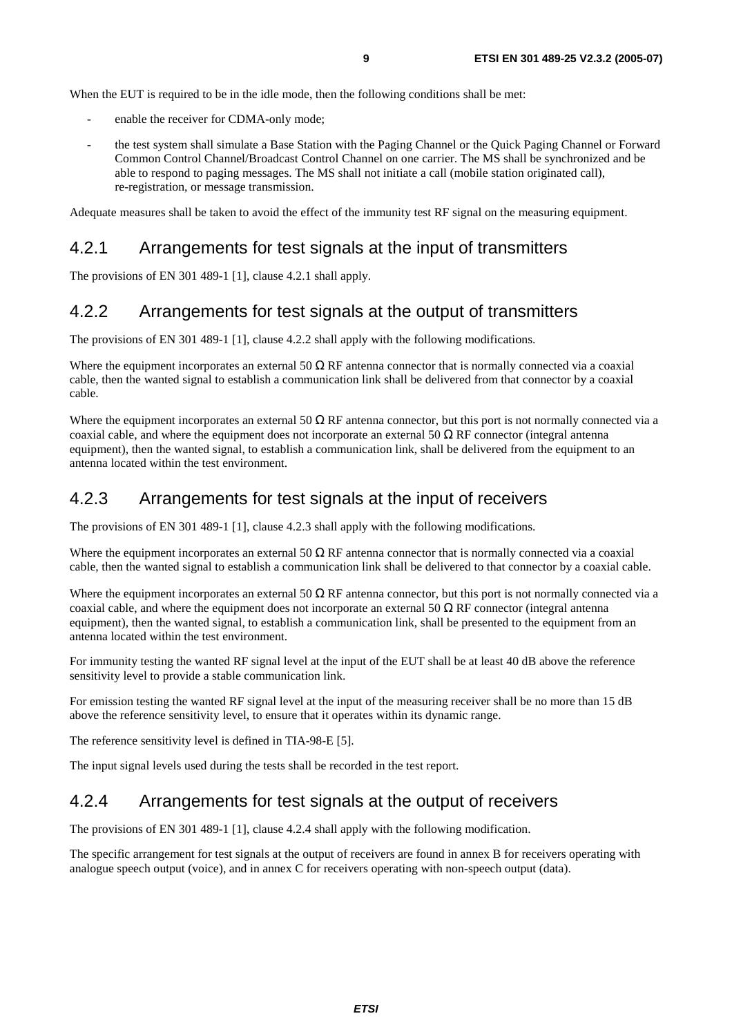When the EUT is required to be in the idle mode, then the following conditions shall be met:

- enable the receiver for CDMA-only mode;
- the test system shall simulate a Base Station with the Paging Channel or the Quick Paging Channel or Forward Common Control Channel/Broadcast Control Channel on one carrier. The MS shall be synchronized and be able to respond to paging messages. The MS shall not initiate a call (mobile station originated call), re-registration, or message transmission.

Adequate measures shall be taken to avoid the effect of the immunity test RF signal on the measuring equipment.

### 4.2.1 Arrangements for test signals at the input of transmitters

The provisions of EN 301 489-1 [1], clause 4.2.1 shall apply.

### 4.2.2 Arrangements for test signals at the output of transmitters

The provisions of EN 301 489-1 [1], clause 4.2.2 shall apply with the following modifications.

Where the equipment incorporates an external 50 Ω RF antenna connector that is normally connected via a coaxial cable, then the wanted signal to establish a communication link shall be delivered from that connector by a coaxial cable.

Where the equipment incorporates an external 50 Ω RF antenna connector, but this port is not normally connected via a coaxial cable, and where the equipment does not incorporate an external 50 Ω RF connector (integral antenna equipment), then the wanted signal, to establish a communication link, shall be delivered from the equipment to an antenna located within the test environment.

### 4.2.3 Arrangements for test signals at the input of receivers

The provisions of EN 301 489-1 [1], clause 4.2.3 shall apply with the following modifications.

Where the equipment incorporates an external 50 Ω RF antenna connector that is normally connected via a coaxial cable, then the wanted signal to establish a communication link shall be delivered to that connector by a coaxial cable.

Where the equipment incorporates an external 50 Ω RF antenna connector, but this port is not normally connected via a coaxial cable, and where the equipment does not incorporate an external 50 Ω RF connector (integral antenna equipment), then the wanted signal, to establish a communication link, shall be presented to the equipment from an antenna located within the test environment.

For immunity testing the wanted RF signal level at the input of the EUT shall be at least 40 dB above the reference sensitivity level to provide a stable communication link.

For emission testing the wanted RF signal level at the input of the measuring receiver shall be no more than 15 dB above the reference sensitivity level, to ensure that it operates within its dynamic range.

The reference sensitivity level is defined in TIA-98-E [5].

The input signal levels used during the tests shall be recorded in the test report.

### 4.2.4 Arrangements for test signals at the output of receivers

The provisions of EN 301 489-1 [1], clause 4.2.4 shall apply with the following modification.

The specific arrangement for test signals at the output of receivers are found in annex B for receivers operating with analogue speech output (voice), and in annex C for receivers operating with non-speech output (data).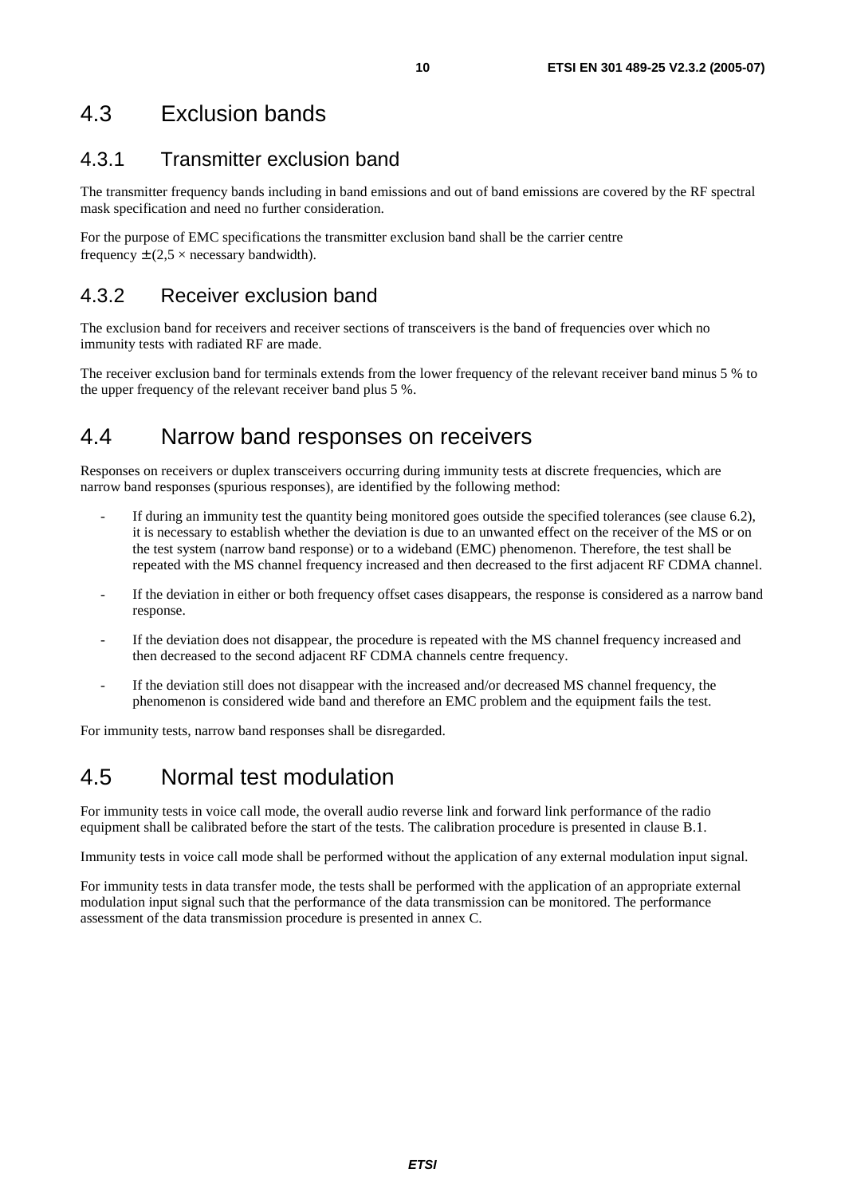## 4.3 Exclusion bands

### 4.3.1 Transmitter exclusion band

The transmitter frequency bands including in band emissions and out of band emissions are covered by the RF spectral mask specification and need no further consideration.

For the purpose of EMC specifications the transmitter exclusion band shall be the carrier centre frequency $\pm$ (2,5 $\times$ necessary bandwidth).

### 4.3.2 Receiver exclusion band

The exclusion band for receivers and receiver sections of transceivers is the band of frequencies over which no immunity tests with radiated RF are made.

The receiver exclusion band for terminals extends from the lower frequency of the relevant receiver band minus 5 % to the upper frequency of the relevant receiver band plus 5 %.

## 4.4 Narrow band responses on receivers

Responses on receivers or duplex transceivers occurring during immunity tests at discrete frequencies, which are narrow band responses (spurious responses), are identified by the following method:

- If during an immunity test the quantity being monitored goes outside the specified tolerances (see clause 6.2), it is necessary to establish whether the deviation is due to an unwanted effect on the receiver of the MS or on the test system (narrow band response) or to a wideband (EMC) phenomenon. Therefore, the test shall be repeated with the MS channel frequency increased and then decreased to the first adjacent RF CDMA channel.
- If the deviation in either or both frequency offset cases disappears, the response is considered as a narrow band response.
- If the deviation does not disappear, the procedure is repeated with the MS channel frequency increased and then decreased to the second adjacent RF CDMA channels centre frequency.
- If the deviation still does not disappear with the increased and/or decreased MS channel frequency, the phenomenon is considered wide band and therefore an EMC problem and the equipment fails the test.

For immunity tests, narrow band responses shall be disregarded.

## 4.5 Normal test modulation

For immunity tests in voice call mode, the overall audio reverse link and forward link performance of the radio equipment shall be calibrated before the start of the tests. The calibration procedure is presented in clause B.1.

Immunity tests in voice call mode shall be performed without the application of any external modulation input signal.

For immunity tests in data transfer mode, the tests shall be performed with the application of an appropriate external modulation input signal such that the performance of the data transmission can be monitored. The performance assessment of the data transmission procedure is presented in annex C.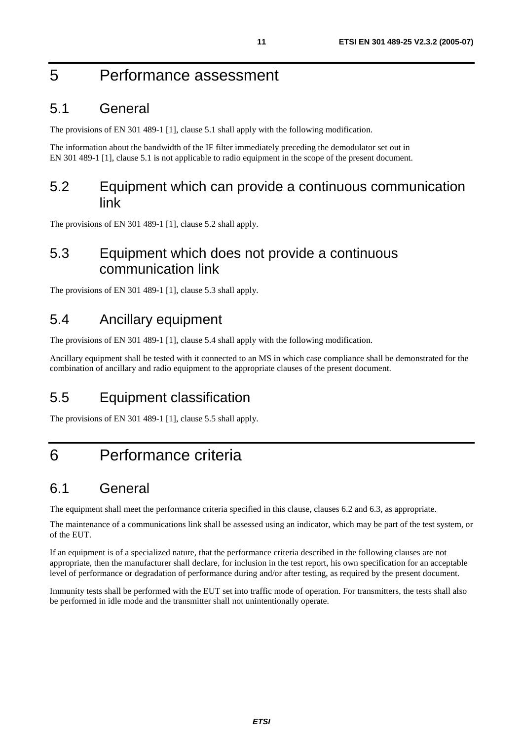# 5 Performance assessment

## 5.1 General

The provisions of EN 301 489-1 [1], clause 5.1 shall apply with the following modification.

The information about the bandwidth of the IF filter immediately preceding the demodulator set out in EN 301 489-1 [1], clause 5.1 is not applicable to radio equipment in the scope of the present document.

## 5.2 Equipment which can provide a continuous communication link

The provisions of EN 301 489-1 [1], clause 5.2 shall apply.

## 5.3 Equipment which does not provide a continuous communication link

The provisions of EN 301 489-1 [1], clause 5.3 shall apply.

## 5.4 Ancillary equipment

The provisions of EN 301 489-1 [1], clause 5.4 shall apply with the following modification.

Ancillary equipment shall be tested with it connected to an MS in which case compliance shall be demonstrated for the combination of ancillary and radio equipment to the appropriate clauses of the present document.

## 5.5 Equipment classification

The provisions of EN 301 489-1 [1], clause 5.5 shall apply.

# 6 Performance criteria

## 6.1 General

The equipment shall meet the performance criteria specified in this clause, clauses 6.2 and 6.3, as appropriate.

The maintenance of a communications link shall be assessed using an indicator, which may be part of the test system, or of the EUT.

If an equipment is of a specialized nature, that the performance criteria described in the following clauses are not appropriate, then the manufacturer shall declare, for inclusion in the test report, his own specification for an acceptable level of performance or degradation of performance during and/or after testing, as required by the present document.

Immunity tests shall be performed with the EUT set into traffic mode of operation. For transmitters, the tests shall also be performed in idle mode and the transmitter shall not unintentionally operate.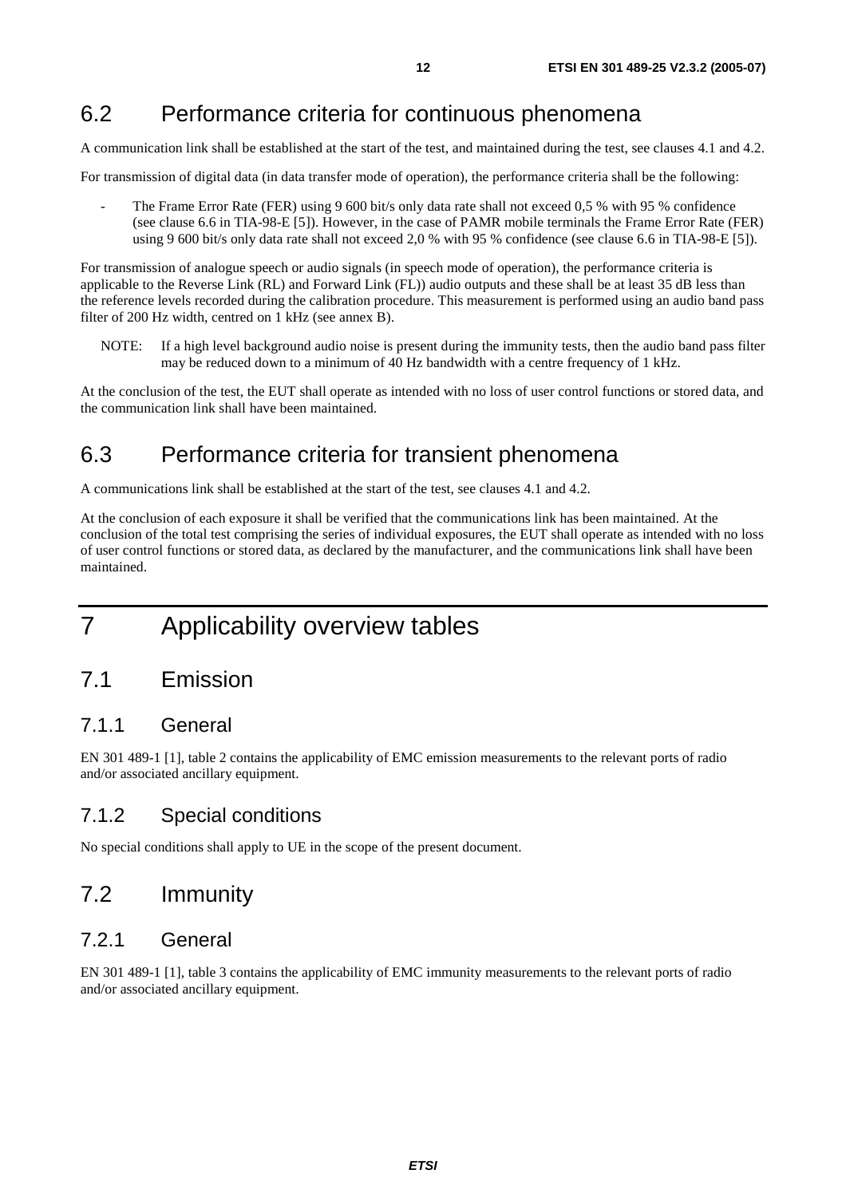## 6.2 Performance criteria for continuous phenomena

A communication link shall be established at the start of the test, and maintained during the test, see clauses 4.1 and 4.2.

For transmission of digital data (in data transfer mode of operation), the performance criteria shall be the following:

- The Frame Error Rate (FER) using 9 600 bit/s only data rate shall not exceed 0,5 % with 95 % confidence (see clause 6.6 in TIA-98-E [5]). However, in the case of PAMR mobile terminals the Frame Error Rate (FER) using 9 600 bit/s only data rate shall not exceed 2,0 % with 95 % confidence (see clause 6.6 in TIA-98-E [5]).

For transmission of analogue speech or audio signals (in speech mode of operation), the performance criteria is applicable to the Reverse Link (RL) and Forward Link (FL)) audio outputs and these shall be at least 35 dB less than the reference levels recorded during the calibration procedure. This measurement is performed using an audio band pass filter of 200 Hz width, centred on 1 kHz (see annex B).

NOTE: If a high level background audio noise is present during the immunity tests, then the audio band pass filter may be reduced down to a minimum of 40 Hz bandwidth with a centre frequency of 1 kHz.

At the conclusion of the test, the EUT shall operate as intended with no loss of user control functions or stored data, and the communication link shall have been maintained.

## 6.3 Performance criteria for transient phenomena

A communications link shall be established at the start of the test, see clauses 4.1 and 4.2.

At the conclusion of each exposure it shall be verified that the communications link has been maintained. At the conclusion of the total test comprising the series of individual exposures, the EUT shall operate as intended with no loss of user control functions or stored data, as declared by the manufacturer, and the communications link shall have been maintained.

# 7 Applicability overview tables

## 7.1 Emission

### 7.1.1 General

EN 301 489-1 [1], table 2 contains the applicability of EMC emission measurements to the relevant ports of radio and/or associated ancillary equipment.

### 7.1.2 Special conditions

No special conditions shall apply to UE in the scope of the present document.

## 7.2 Immunity

### 7.2.1 General

EN 301 489-1 [1], table 3 contains the applicability of EMC immunity measurements to the relevant ports of radio and/or associated ancillary equipment.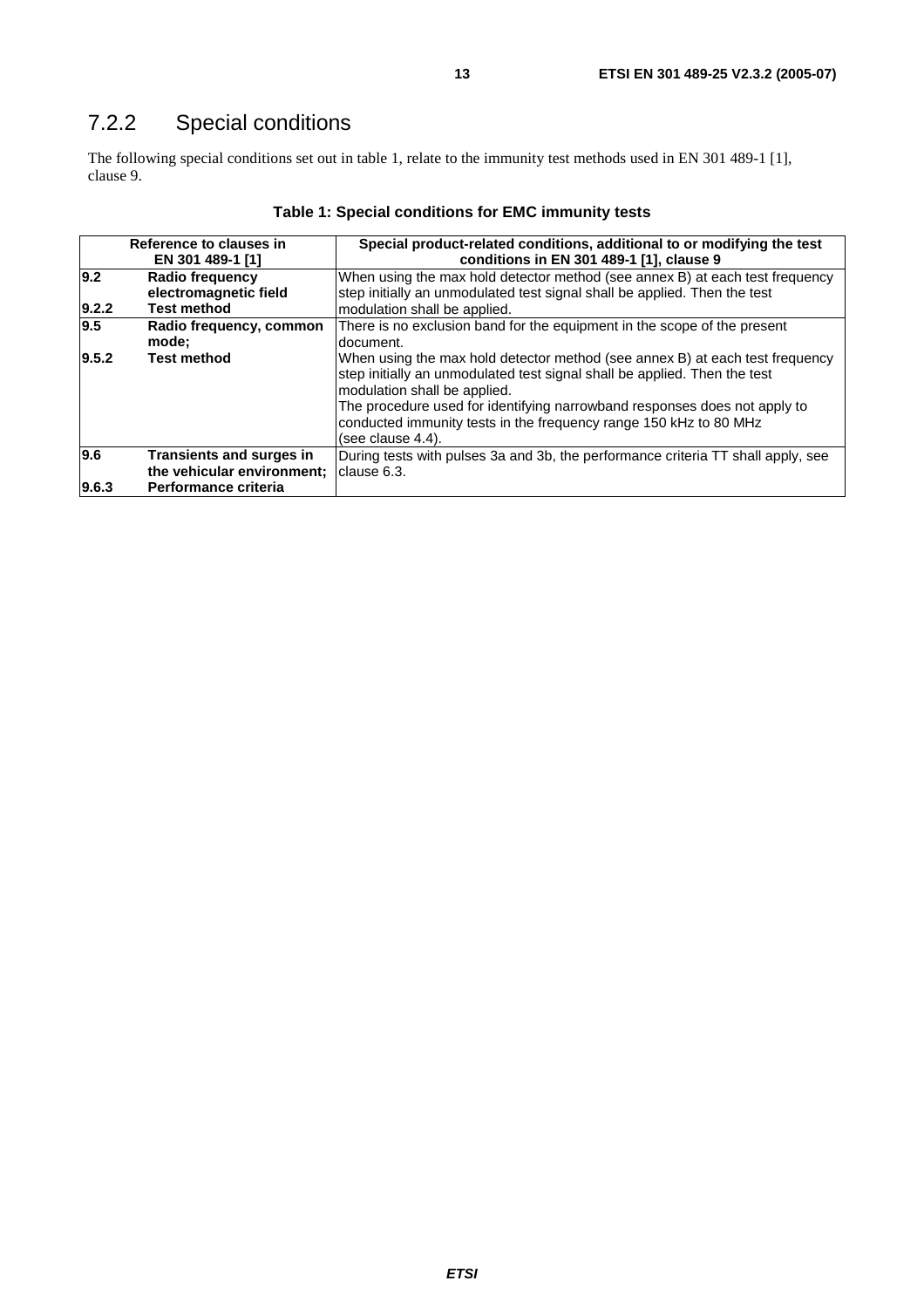## 7.2.2 Special conditions

The following special conditions set out in table 1, relate to the immunity test methods used in EN 301 489-1 [1], clause 9.

**Table 1: Special conditions for EMC immunity tests**

| Reference to clauses in EN 301 489-1 [1] | | Special product-related conditions, additional to or modifying the test conditions in EN 301 489-1 [1], clause 9 |
|---|---|---|
| **9.2** <br> **9.2.2** | **Radio frequency electromagnetic field** <br> **Test method** | When using the max hold detector method (see annex B) at each test frequency step initially an unmodulated test signal shall be applied. Then the test modulation shall be applied. |
| **9.5** <br> **9.5.2** | **Radio frequency, common mode;** <br> **Test method** | There is no exclusion band for the equipment in the scope of the present document. <br> When using the max hold detector method (see annex B) at each test frequency step initially an unmodulated test signal shall be applied. Then the test modulation shall be applied. <br> The procedure used for identifying narrowband responses does not apply to conducted immunity tests in the frequency range 150 kHz to 80 MHz (see clause 4.4). |
| **9.6** <br> **9.6.3** | **Transients and surges in the vehicular environment;** <br> **Performance criteria** | During tests with pulses 3a and 3b, the performance criteria TT shall apply, see clause 6.3. |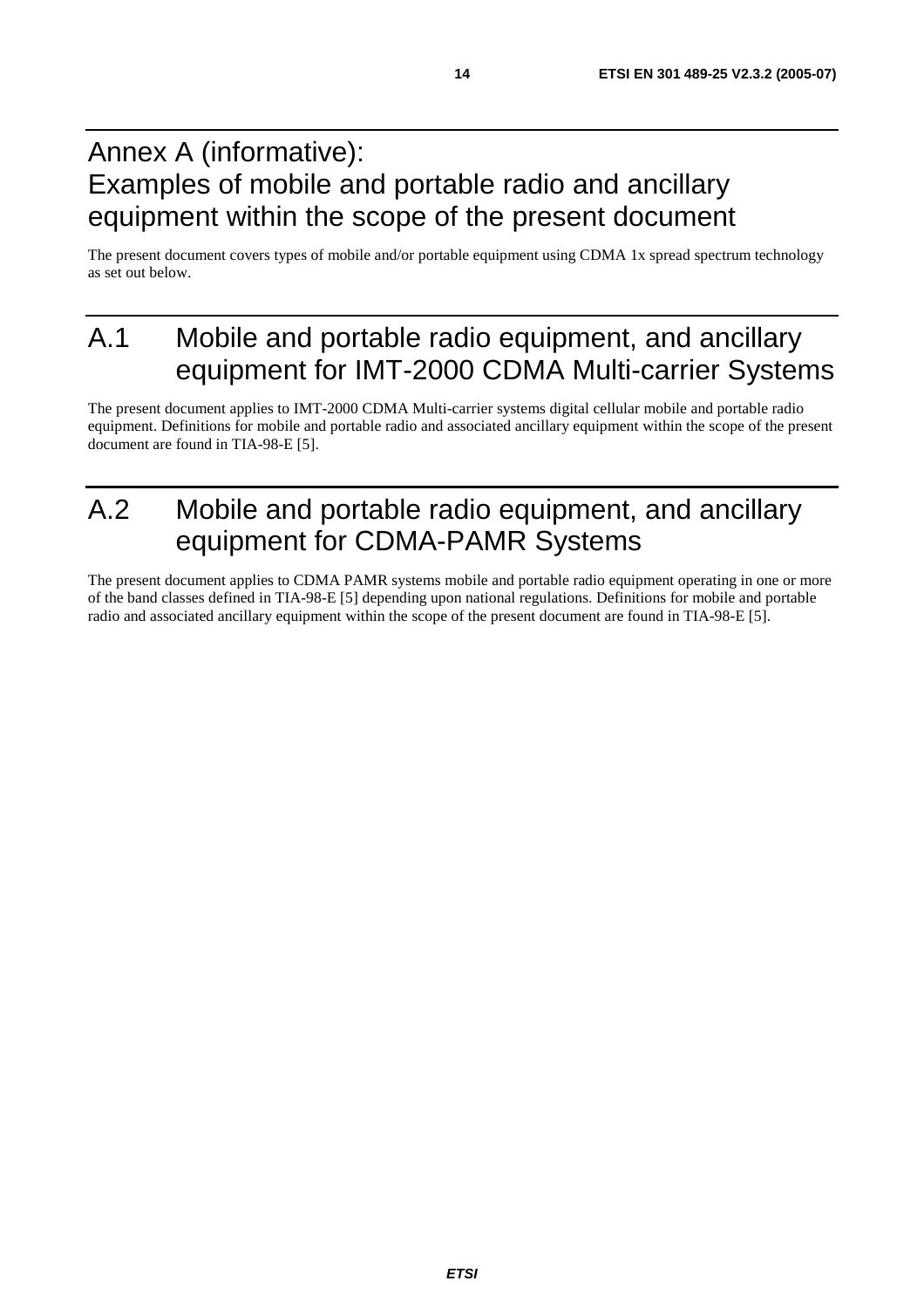# Annex A (informative): Examples of mobile and portable radio and ancillary equipment within the scope of the present document

The present document covers types of mobile and/or portable equipment using CDMA 1x spread spectrum technology as set out below.

## A.1 Mobile and portable radio equipment, and ancillary equipment for IMT-2000 CDMA Multi-carrier Systems

The present document applies to IMT-2000 CDMA Multi-carrier systems digital cellular mobile and portable radio equipment. Definitions for mobile and portable radio and associated ancillary equipment within the scope of the present document are found in TIA-98-E [5].

## A.2 Mobile and portable radio equipment, and ancillary equipment for CDMA-PAMR Systems

The present document applies to CDMA PAMR systems mobile and portable radio equipment operating in one or more of the band classes defined in TIA-98-E [5] depending upon national regulations. Definitions for mobile and portable radio and associated ancillary equipment within the scope of the present document are found in TIA-98-E [5].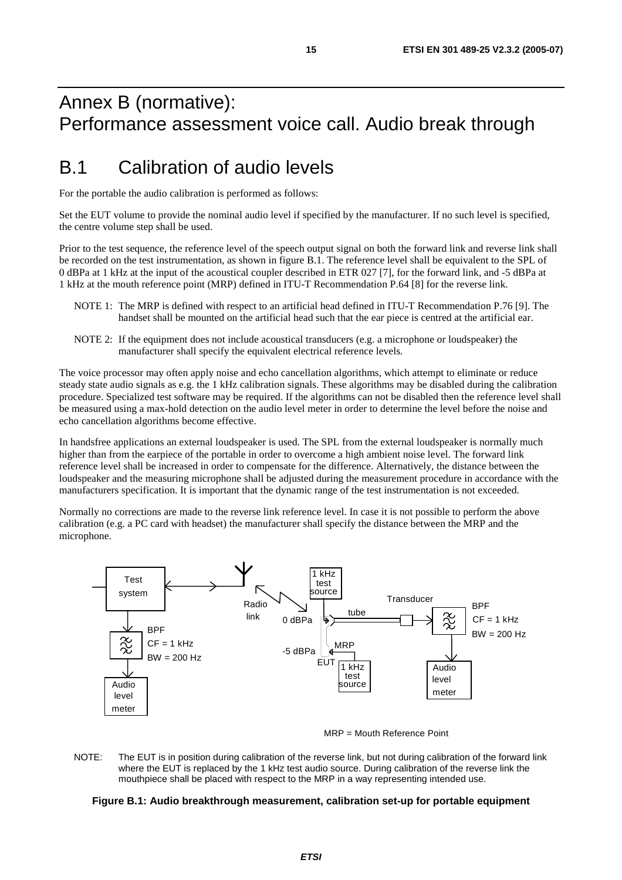# Annex B (normative): Performance assessment voice call. Audio break through

## B.1 Calibration of audio levels

For the portable the audio calibration is performed as follows:

Set the EUT volume to provide the nominal audio level if specified by the manufacturer. If no such level is specified, the centre volume step shall be used.

Prior to the test sequence, the reference level of the speech output signal on both the forward link and reverse link shall be recorded on the test instrumentation, as shown in figure B.1. The reference level shall be equivalent to the SPL of 0 dBPa at 1 kHz at the input of the acoustical coupler described in ETR 027 [7], for the forward link, and -5 dBPa at 1 kHz at the mouth reference point (MRP) defined in ITU-T Recommendation P.64 [8] for the reverse link.

NOTE 1: The MRP is defined with respect to an artificial head defined in ITU-T Recommendation P.76 [9]. The handset shall be mounted on the artificial head such that the ear piece is centred at the artificial ear.

NOTE 2: If the equipment does not include acoustical transducers (e.g. a microphone or loudspeaker) the manufacturer shall specify the equivalent electrical reference levels.

The voice processor may often apply noise and echo cancellation algorithms, which attempt to eliminate or reduce steady state audio signals as e.g. the 1 kHz calibration signals. These algorithms may be disabled during the calibration procedure. Specialized test software may be required. If the algorithms can not be disabled then the reference level shall be measured using a max-hold detection on the audio level meter in order to determine the level before the noise and echo cancellation algorithms become effective.

In handsfree applications an external loudspeaker is used. The SPL from the external loudspeaker is normally much higher than from the earpiece of the portable in order to overcome a high ambient noise level. The forward link reference level shall be increased in order to compensate for the difference. Alternatively, the distance between the loudspeaker and the measuring microphone shall be adjusted during the measurement procedure in accordance with the manufacturers specification. It is important that the dynamic range of the test instrumentation is not exceeded.

Normally no corrections are made to the reverse link reference level. In case it is not possible to perform the above calibration (e.g. a PC card with headset) the manufacturer shall specify the distance between the MRP and the microphone.

Test system | Radio link | 1 kHz test source | 0 dBPa | tube | Transducer | BPF CF = 1 kHz BW = 200 Hz | Audio level meter | MRP | -5 dBPa | EUT | 1 kHz test source | BPF CF = 1 kHz BW = 200 Hz | Audio level meter

MRP = Mouth Reference Point

NOTE: The EUT is in position during calibration of the reverse link, but not during calibration of the forward link where the EUT is replaced by the 1 kHz test audio source. During calibration of the reverse link the mouthpiece shall be placed with respect to the MRP in a way representing intended use.

**Figure B.1: Audio breakthrough measurement, calibration set-up for portable equipment**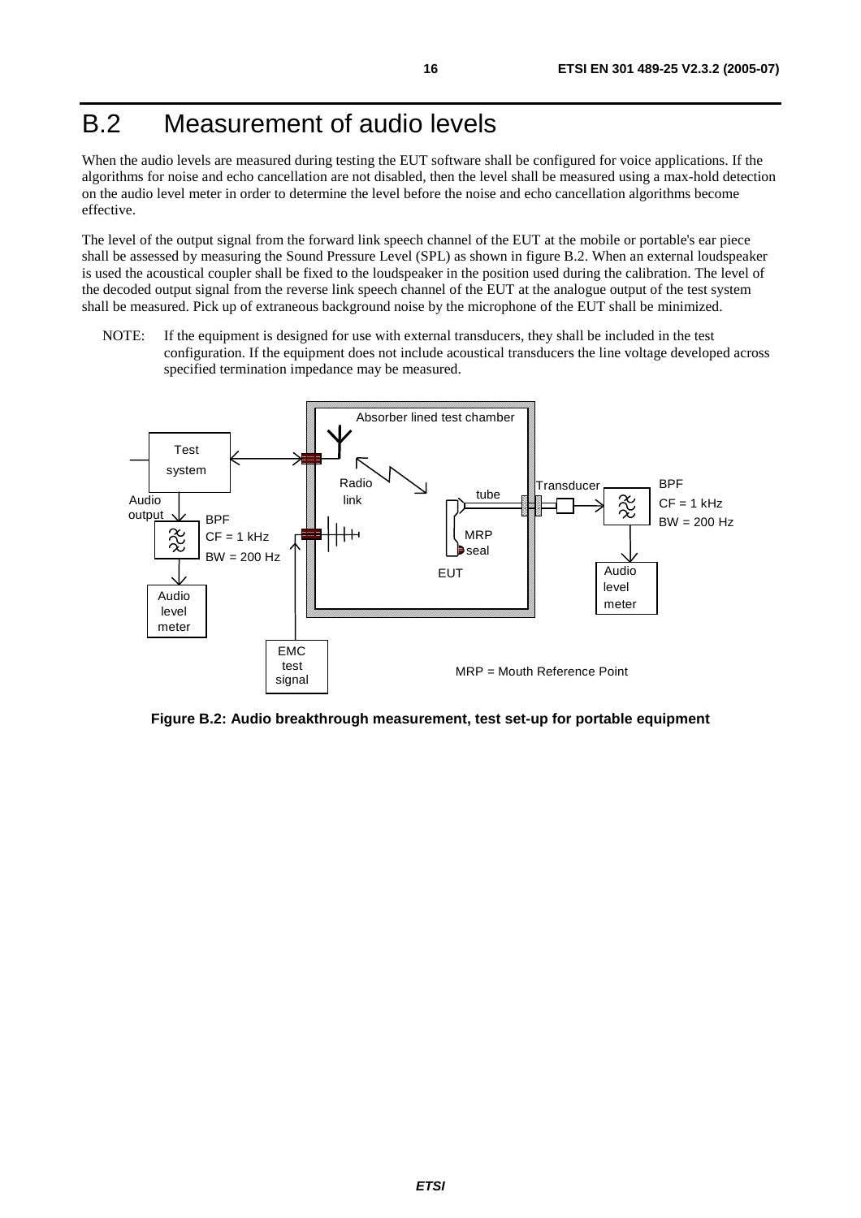# B.2 Measurement of audio levels

When the audio levels are measured during testing the EUT software shall be configured for voice applications. If the algorithms for noise and echo cancellation are not disabled, then the level shall be measured using a max-hold detection on the audio level meter in order to determine the level before the noise and echo cancellation algorithms become effective.

The level of the output signal from the forward link speech channel of the EUT at the mobile or portable's ear piece shall be assessed by measuring the Sound Pressure Level (SPL) as shown in figure B.2. When an external loudspeaker is used the acoustical coupler shall be fixed to the loudspeaker in the position used during the calibration. The level of the decoded output signal from the reverse link speech channel of the EUT at the analogue output of the test system shall be measured. Pick up of extraneous background noise by the microphone of the EUT shall be minimized.

NOTE: If the equipment is designed for use with external transducers, they shall be included in the test configuration. If the equipment does not include acoustical transducers the line voltage developed across specified termination impedance may be measured.

**Figure B.2: Audio breakthrough measurement, test set-up for portable equipment**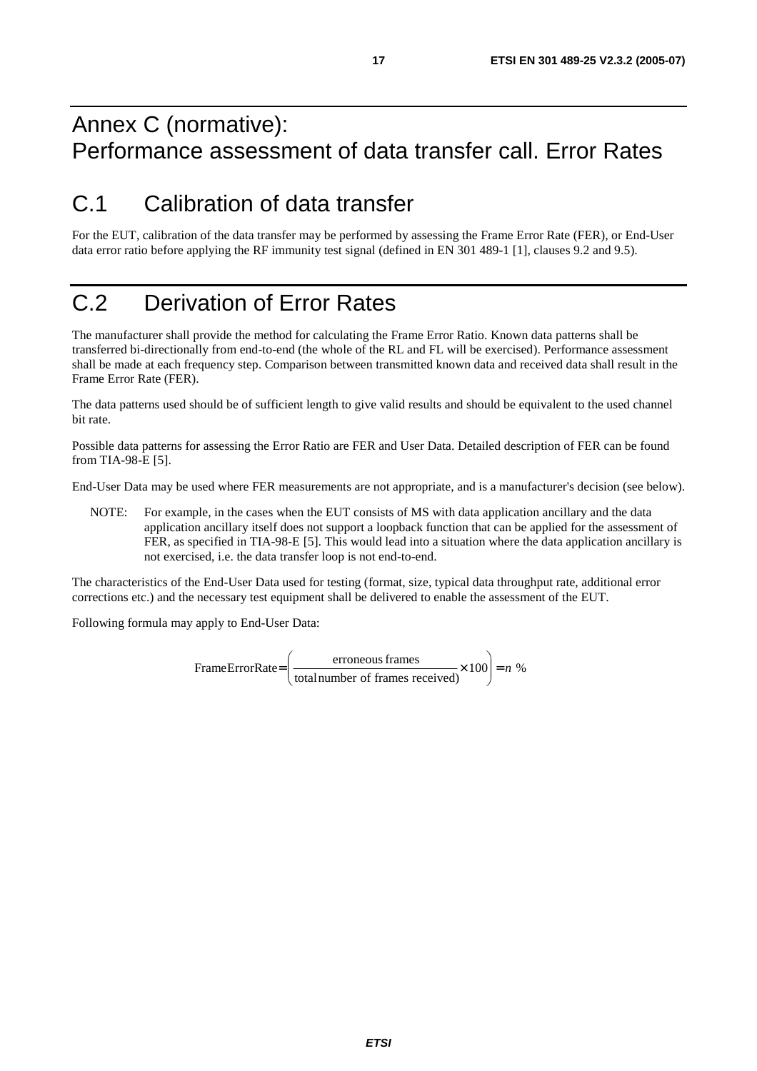# Annex C (normative): Performance assessment of data transfer call. Error Rates

## C.1 Calibration of data transfer

For the EUT, calibration of the data transfer may be performed by assessing the Frame Error Rate (FER), or End-User data error ratio before applying the RF immunity test signal (defined in EN 301 489-1 [1], clauses 9.2 and 9.5).

## C.2 Derivation of Error Rates

The manufacturer shall provide the method for calculating the Frame Error Ratio. Known data patterns shall be transferred bi-directionally from end-to-end (the whole of the RL and FL will be exercised). Performance assessment shall be made at each frequency step. Comparison between transmitted known data and received data shall result in the Frame Error Rate (FER).

The data patterns used should be of sufficient length to give valid results and should be equivalent to the used channel bit rate.

Possible data patterns for assessing the Error Ratio are FER and User Data. Detailed description of FER can be found from TIA-98-E [5].

End-User Data may be used where FER measurements are not appropriate, and is a manufacturer's decision (see below).

NOTE: For example, in the cases when the EUT consists of MS with data application ancillary and the data application ancillary itself does not support a loopback function that can be applied for the assessment of FER, as specified in TIA-98-E [5]. This would lead into a situation where the data application ancillary is not exercised, i.e. the data transfer loop is not end-to-end.

The characteristics of the End-User Data used for testing (format, size, typical data throughput rate, additional error corrections etc.) and the necessary test equipment shall be delivered to enable the assessment of the EUT.

Following formula may apply to End-User Data:

$$\text{FrameErrorRate} = \left( \frac{\text{erroneous frames}}{\text{total number of frames received)}} \times 100 \right) = n\ \%$$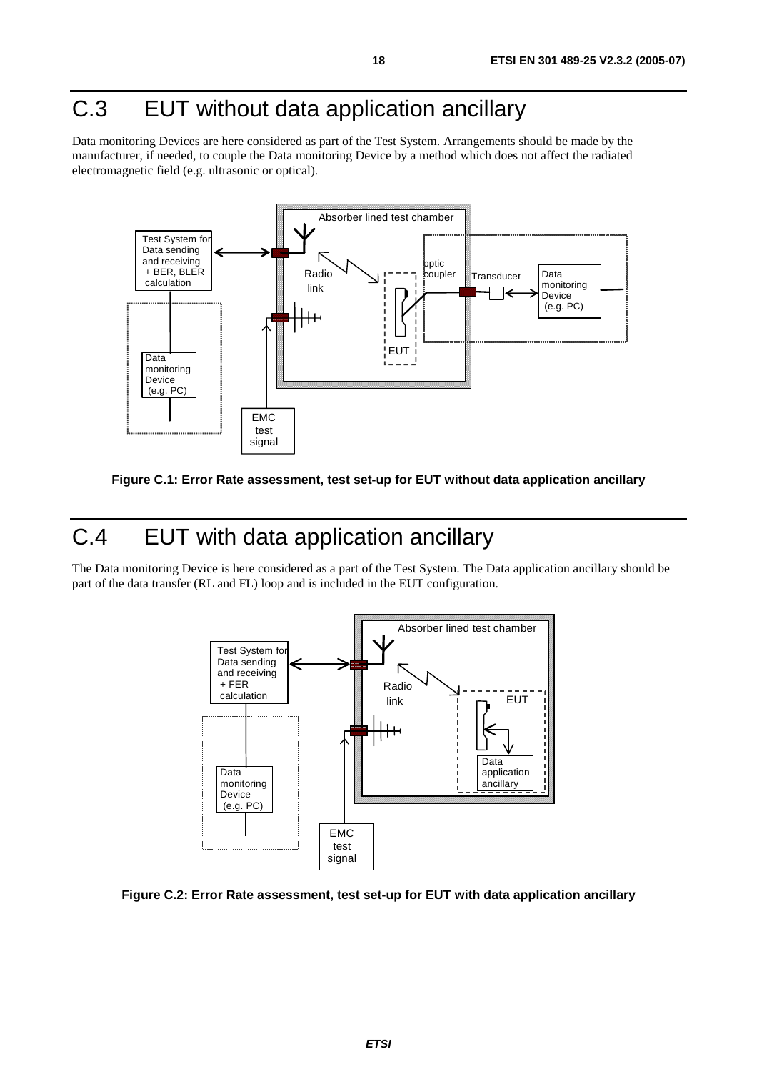# C.3 EUT without data application ancillary

Data monitoring Devices are here considered as part of the Test System. Arrangements should be made by the manufacturer, if needed, to couple the Data monitoring Device by a method which does not affect the radiated electromagnetic field (e.g. ultrasonic or optical).

**Figure C.1: Error Rate assessment, test set-up for EUT without data application ancillary**

# C.4 EUT with data application ancillary

The Data monitoring Device is here considered as a part of the Test System. The Data application ancillary should be part of the data transfer (RL and FL) loop and is included in the EUT configuration.

**Figure C.2: Error Rate assessment, test set-up for EUT with data application ancillary**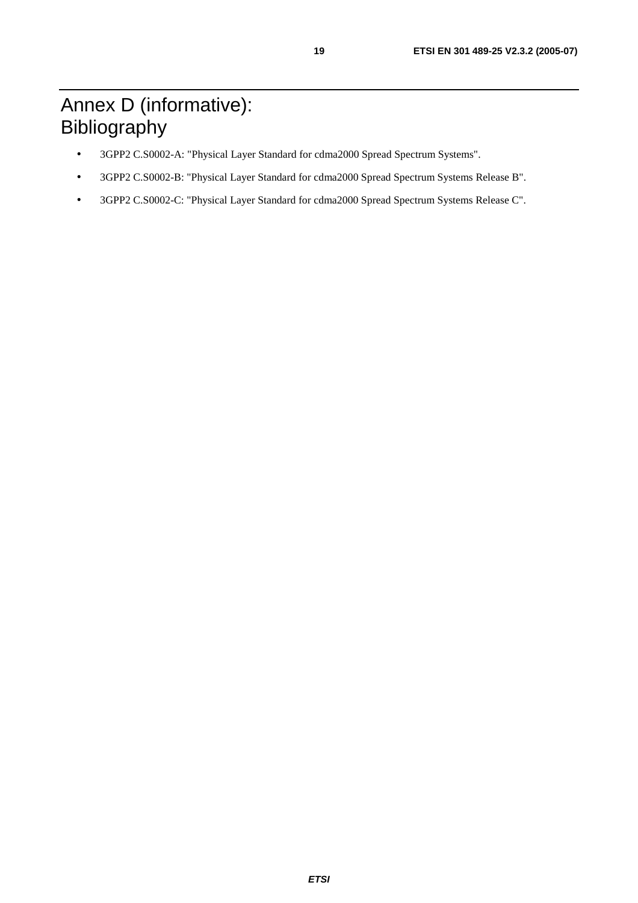# Annex D (informative): Bibliography

- 3GPP2 C.S0002-A: "Physical Layer Standard for cdma2000 Spread Spectrum Systems".
- 3GPP2 C.S0002-B: "Physical Layer Standard for cdma2000 Spread Spectrum Systems Release B".
- 3GPP2 C.S0002-C: "Physical Layer Standard for cdma2000 Spread Spectrum Systems Release C".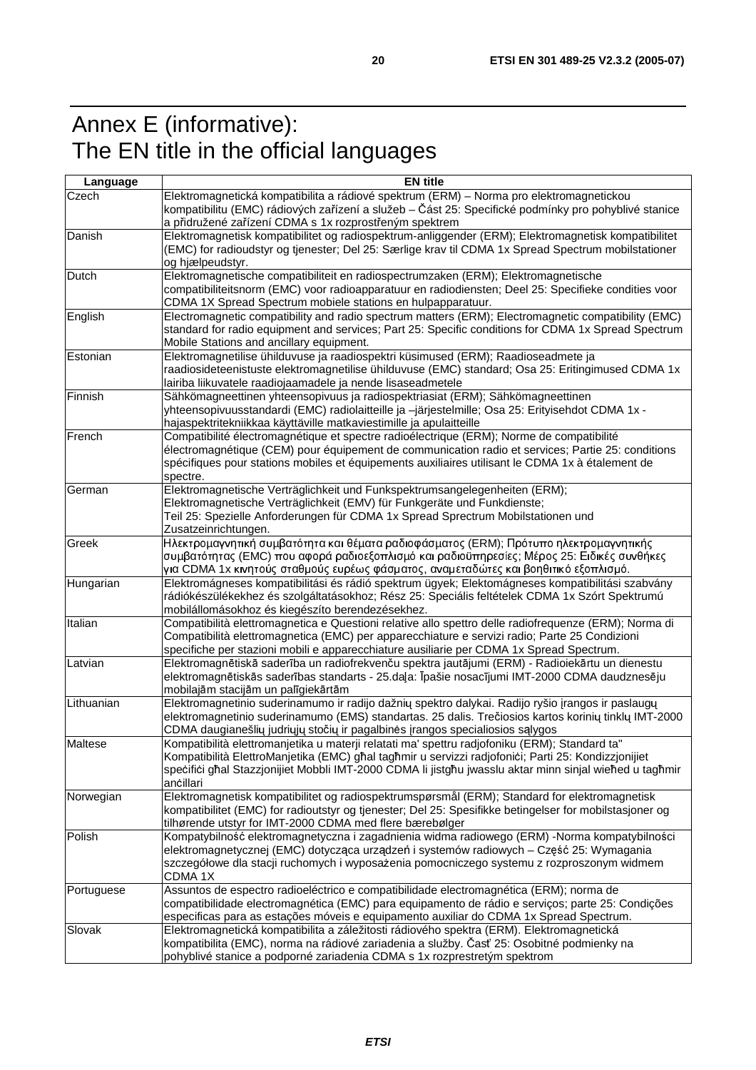# Annex E (informative): The EN title in the official languages

| Language | EN title |
|---|---|
| Czech | Elektromagnetická kompatibilita a rádiové spektrum (ERM) – Norma pro elektromagnetickou kompatibilitu (EMC) rádiových zařízení a služeb – Část 25: Specifické podmínky pro pohyblivé stanice a přidružené zařízení CDMA s 1x rozprostřeným spektrem |
| Danish | Elektromagnetisk kompatibilitet og radiospektrum-anliggender (ERM); Elektromagnetisk kompatibilitet (EMC) for radioudstyr og tjenester; Del 25: Særlige krav til CDMA 1x Spread Spectrum mobilstationer og hjælpeudstyr. |
| Dutch | Elektromagnetische compatibiliteit en radiospectrumzaken (ERM); Elektromagnetische compatibiliteitsnorm (EMC) voor radioapparatuur en radiodiensten; Deel 25: Specifieke condities voor CDMA 1X Spread Spectrum mobiele stations en hulpapparatuur. |
| English | Electromagnetic compatibility and radio spectrum matters (ERM); Electromagnetic compatibility (EMC) standard for radio equipment and services; Part 25: Specific conditions for CDMA 1x Spread Spectrum Mobile Stations and ancillary equipment. |
| Estonian | Elektromagnetilise ühilduvuse ja raadiospektri küsimused (ERM); Raadioseadmete ja raadiosideteenistuste elektromagnetilise ühilduvuse (EMC) standard; Osa 25: Eritingimused CDMA 1x lairiba liikuvatele raadiojaamadele ja nende lisaseadmetele |
| Finnish | Sähkömagneettinen yhteensopivuus ja radiospektriasiat (ERM); Sähkömagneettinen yhteensopivuusstandardi (EMC) radiolaitteille ja –järjestelmille; Osa 25: Erityisehdot CDMA 1x - hajaspektritekniikkaa käyttäville matkaviestimille ja apulaitteille |
| French | Compatibilité électromagnétique et spectre radioélectrique (ERM); Norme de compatibilité électromagnétique (CEM) pour équipement de communication radio et services; Partie 25: conditions spécifiques pour stations mobiles et équipements auxiliaires utilisant le CDMA 1x à étalement de spectre. |
| German | Elektromagnetische Verträglichkeit und Funkspektrumsangelegenheiten (ERM); Elektromagnetische Verträglichkeit (EMV) für Funkgeräte und Funkdienste; Teil 25: Spezielle Anforderungen für CDMA 1x Spread Sprectrum Mobilstationen und Zusatzeinrichtungen. |
| Greek | Ηλεκτρομαγνητική συμβατότητα και θέματα ραδιοφάσματος (ERM); Πρότυπο ηλεκτρομαγνητικής συμβατότητας (EMC) που αφορά ραδιοεξοπλισμό και ραδιοϋπηρεσίες; Μέρος 25: Ειδικές συνθήκες για CDMA 1x κινητούς σταθμούς ευρέως φάσματος, αναμεταδώτες και βοηθιτικό εξοπλισμό. |
| Hungarian | Elektromágneses kompatibilitási és rádió spektrum ügyek; Elektomágneses kompatibilitási szabvány rádiókészülékekhez és szolgáltatásokhoz; Rész 25: Speciális feltételek CDMA 1x Szórt Spektrumú mobilállomásokhoz és kiegészíto berendezésekhez. |
| Italian | Compatibilità elettromagnetica e Questioni relative allo spettro delle radiofrequenze (ERM); Norma di Compatibilità elettromagnetica (EMC) per apparecchiature e servizi radio; Parte 25 Condizioni specifiche per stazioni mobili e apparecchiature ausiliarie per CDMA 1x Spread Spectrum. |
| Latvian | Elektromagnētiskā saderība un radiofrekvenču spektra jautājumi (ERM) - Radioiekārtu un dienestu elektromagnētiskās saderības standarts - 25.daļa: Īpašie nosacījumi IMT-2000 CDMA daudznesēju mobilajām stacijām un palīgiekārtām |
| Lithuanian | Elektromagnetinio suderinamumo ir radijo dažnių spektro dalykai. Radijo ryšio įrangos ir paslaugų elektromagnetinio suderinamumo (EMS) standartas. 25 dalis. Trečiosios kartos korinių tinklų IMT-2000 CDMA daugianešlių judriųjų stočių ir pagalbinės įrangos specialiosios sąlygos |
| Maltese | Kompatibilità elettromanjetika u materji relatati ma' spettru radjofoniku (ERM); Standard ta" Kompatibilità ElettroManjetika (EMC) għal tagħmir u servizzi radjofoniċi; Parti 25: Kondizzjonijiet speċifiċi għal Stazzjonijiet Mobbli IMT-2000 CDMA li jistgħu jwasslu aktar minn sinjal wieħed u tagħmir anċillari |
| Norwegian | Elektromagnetisk kompatibilitet og radiospektrumspørsmål (ERM); Standard for elektromagnetisk kompatibilitet (EMC) for radioutstyr og tjenester; Del 25: Spesifikke betingelser for mobilstasjoner og tilhørende utstyr for IMT-2000 CDMA med flere bærebølger |
| Polish | Kompatybilność elektromagnetyczna i zagadnienia widma radiowego (ERM) -Norma kompatybilności elektromagnetycznej (EMC) dotycząca urządzeń i systemów radiowych – Część 25: Wymagania szczegółowe dla stacji ruchomych i wyposażenia pomocniczego systemu z rozproszonym widmem CDMA 1X |
| Portuguese | Assuntos de espectro radioeléctrico e compatibilidade electromagnética (ERM); norma de compatibilidade electromagnética (EMC) para equipamento de rádio e serviços; parte 25: Condições especificas para as estações móveis e equipamento auxiliar do CDMA 1x Spread Spectrum. |
| Slovak | Elektromagnetická kompatibilita a záležitosti rádiového spektra (ERM). Elektromagnetická kompatibilita (EMC), norma na rádiové zariadenia a služby. Časť 25: Osobitné podmienky na pohyblivé stanice a podporné zariadenia CDMA s 1x rozprestretým spektrom |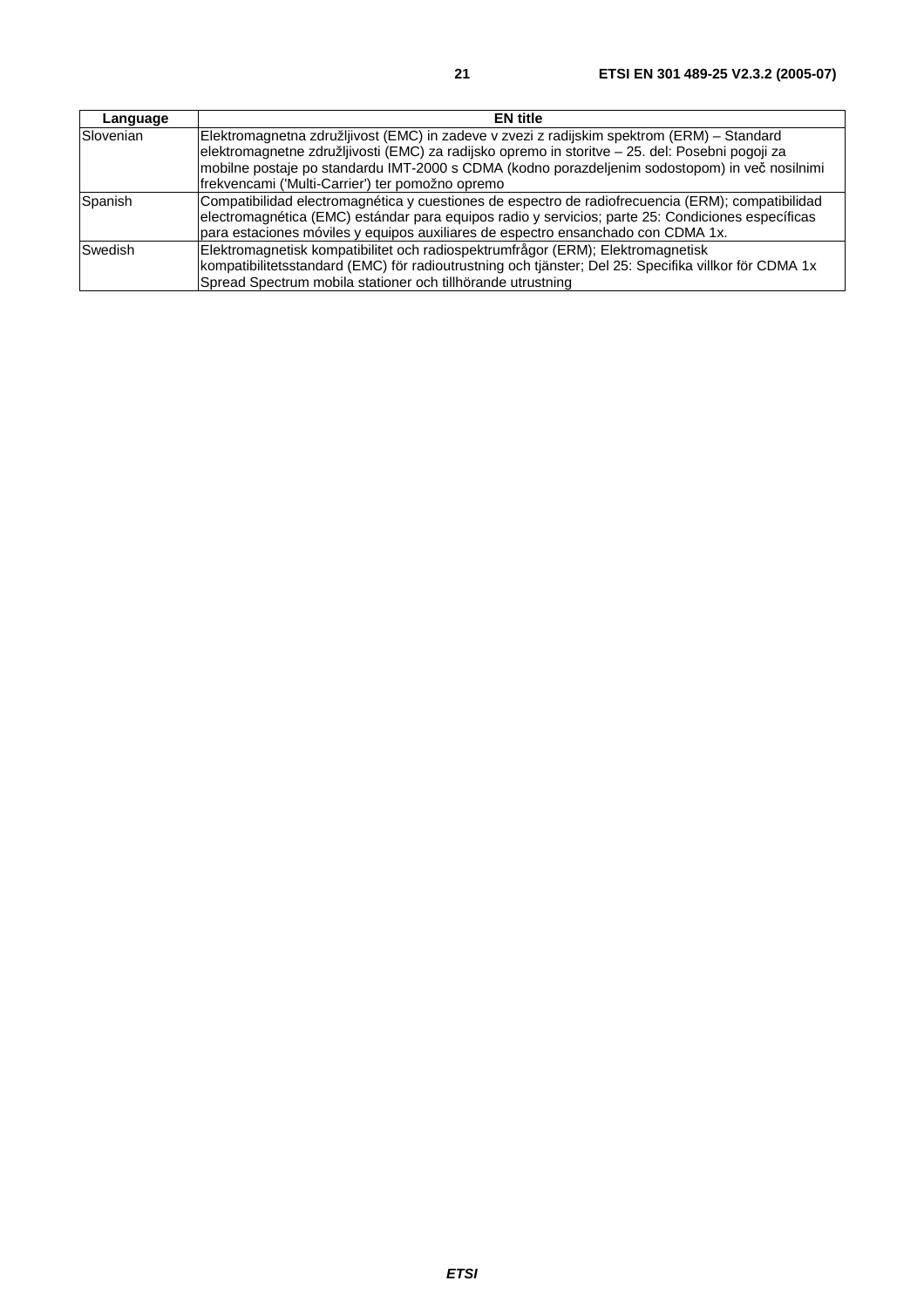| Language | EN title |
| --- | --- |
| Slovenian | Elektromagnetna združljivost (EMC) in zadeve v zvezi z radijskim spektrom (ERM) – Standard elektromagnetne združljivosti (EMC) za radijsko opremo in storitve – 25. del: Posebni pogoji za mobilne postaje po standardu IMT-2000 s CDMA (kodno porazdeljenim sodostopom) in več nosilnimi frekvencami ('Multi-Carrier') ter pomožno opremo |
| Spanish | Compatibilidad electromagnética y cuestiones de espectro de radiofrecuencia (ERM); compatibilidad electromagnética (EMC) estándar para equipos radio y servicios; parte 25: Condiciones específicas para estaciones móviles y equipos auxiliares de espectro ensanchado con CDMA 1x. |
| Swedish | Elektromagnetisk kompatibilitet och radiospektrumfrågor (ERM); Elektromagnetisk kompatibilitetsstandard (EMC) för radioutrustning och tjänster; Del 25: Specifika villkor för CDMA 1x Spread Spectrum mobila stationer och tillhörande utrustning |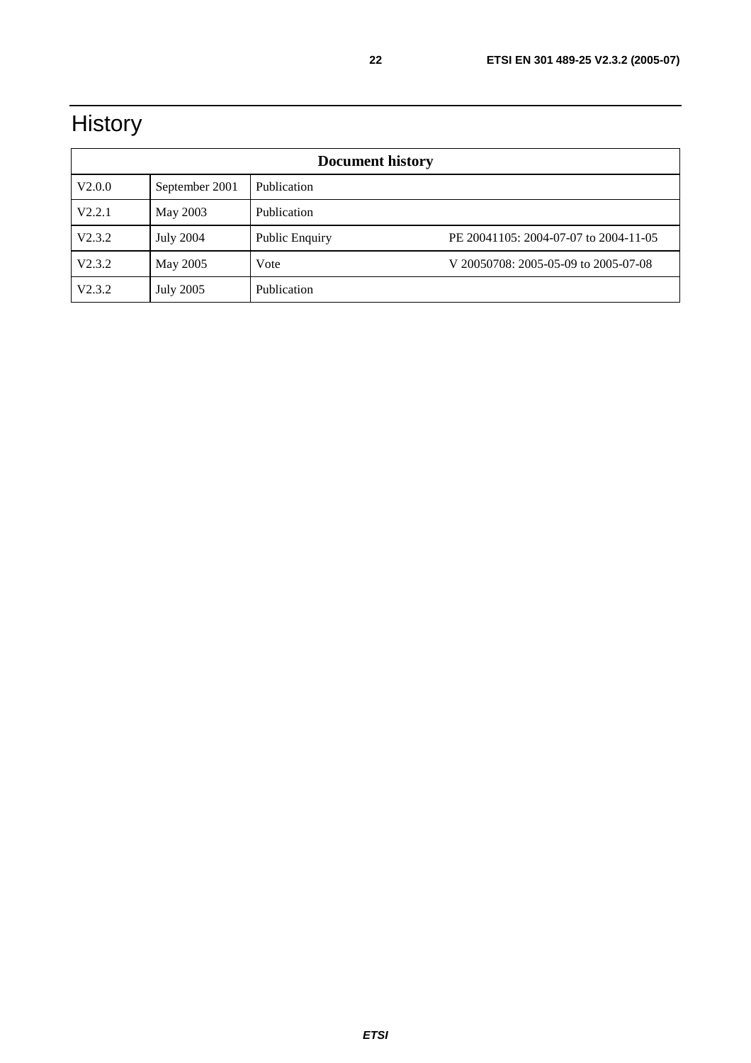# History

| Document history | | | |
|---|---|---|---|
| V2.0.0 | September 2001 | Publication | |
| V2.2.1 | May 2003 | Publication | |
| V2.3.2 | July 2004 | Public Enquiry | PE 20041105: 2004-07-07 to 2004-11-05 |
| V2.3.2 | May 2005 | Vote | V 20050708: 2005-05-09 to 2005-07-08 |
| V2.3.2 | July 2005 | Publication | |